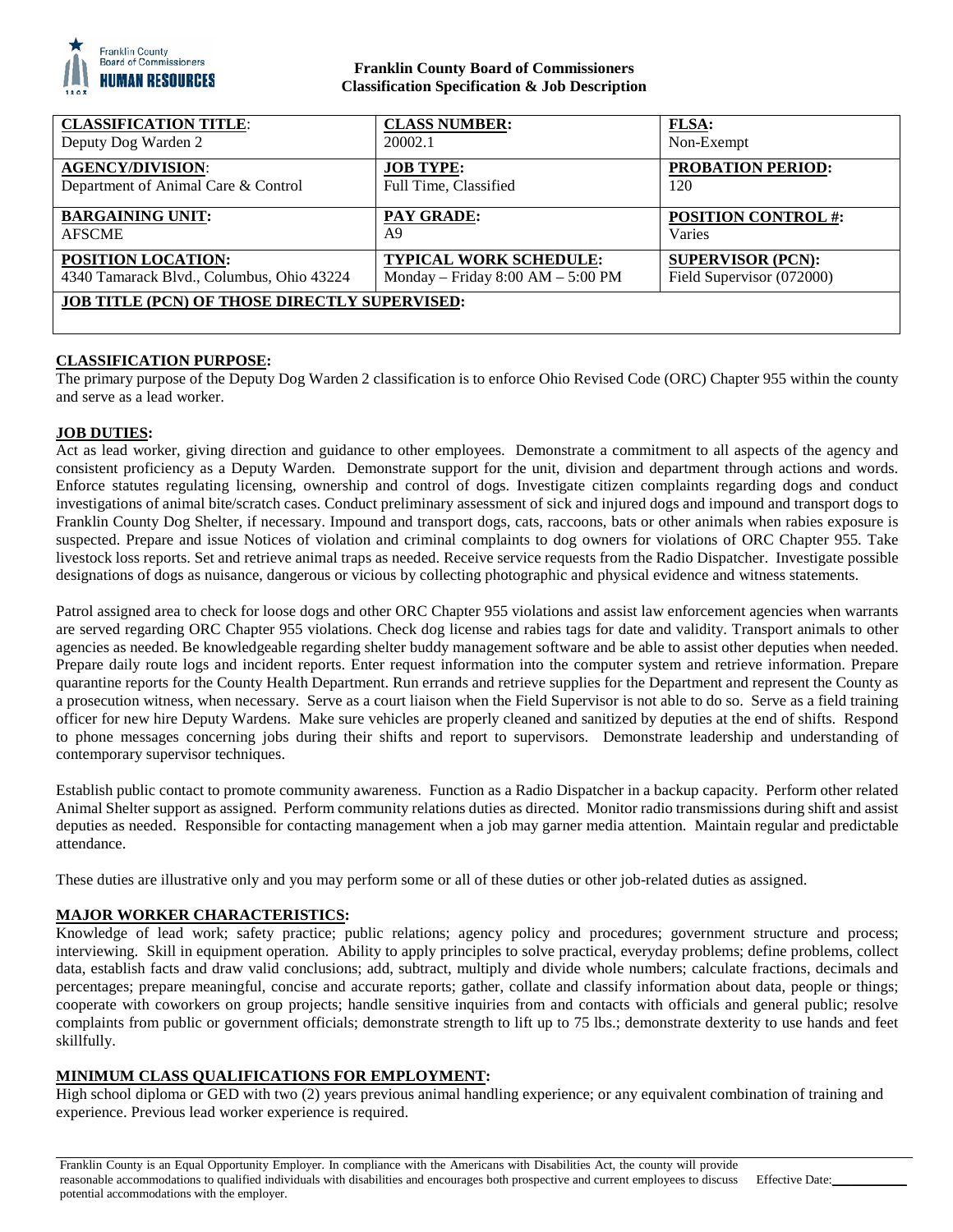**Franklin County Board of Commissioners**
**Classification Specification & Job Description**

| **CLASSIFICATION TITLE**: | **CLASS NUMBER:** | **FLSA:** |
|---|---|---|
| Deputy Dog Warden 2 | 20002.1 | Non-Exempt |
| **AGENCY/DIVISION**: | **JOB TYPE:** | **PROBATION PERIOD:** |
| Department of Animal Care & Control | Full Time, Classified | 120 |
| **BARGAINING UNIT:** | **PAY GRADE:** | **POSITION CONTROL #:** |
| AFSCME | A9 | Varies |
| **POSITION LOCATION:** | **TYPICAL WORK SCHEDULE:** | **SUPERVISOR (PCN):** |
| 4340 Tamarack Blvd., Columbus, Ohio 43224 | Monday – Friday 8:00 AM – 5:00 PM | Field Supervisor (072000) |
| **JOB TITLE (PCN) OF THOSE DIRECTLY SUPERVISED:** | | |

## CLASSIFICATION PURPOSE:

The primary purpose of the Deputy Dog Warden 2 classification is to enforce Ohio Revised Code (ORC) Chapter 955 within the county and serve as a lead worker.

## JOB DUTIES:

Act as lead worker, giving direction and guidance to other employees. Demonstrate a commitment to all aspects of the agency and consistent proficiency as a Deputy Warden. Demonstrate support for the unit, division and department through actions and words. Enforce statutes regulating licensing, ownership and control of dogs. Investigate citizen complaints regarding dogs and conduct investigations of animal bite/scratch cases. Conduct preliminary assessment of sick and injured dogs and impound and transport dogs to Franklin County Dog Shelter, if necessary. Impound and transport dogs, cats, raccoons, bats or other animals when rabies exposure is suspected. Prepare and issue Notices of violation and criminal complaints to dog owners for violations of ORC Chapter 955. Take livestock loss reports. Set and retrieve animal traps as needed. Receive service requests from the Radio Dispatcher. Investigate possible designations of dogs as nuisance, dangerous or vicious by collecting photographic and physical evidence and witness statements.

Patrol assigned area to check for loose dogs and other ORC Chapter 955 violations and assist law enforcement agencies when warrants are served regarding ORC Chapter 955 violations. Check dog license and rabies tags for date and validity. Transport animals to other agencies as needed. Be knowledgeable regarding shelter buddy management software and be able to assist other deputies when needed. Prepare daily route logs and incident reports. Enter request information into the computer system and retrieve information. Prepare quarantine reports for the County Health Department. Run errands and retrieve supplies for the Department and represent the County as a prosecution witness, when necessary. Serve as a court liaison when the Field Supervisor is not able to do so. Serve as a field training officer for new hire Deputy Wardens. Make sure vehicles are properly cleaned and sanitized by deputies at the end of shifts. Respond to phone messages concerning jobs during their shifts and report to supervisors. Demonstrate leadership and understanding of contemporary supervisor techniques.

Establish public contact to promote community awareness. Function as a Radio Dispatcher in a backup capacity. Perform other related Animal Shelter support as assigned. Perform community relations duties as directed. Monitor radio transmissions during shift and assist deputies as needed. Responsible for contacting management when a job may garner media attention. Maintain regular and predictable attendance.

These duties are illustrative only and you may perform some or all of these duties or other job-related duties as assigned.

## MAJOR WORKER CHARACTERISTICS:

Knowledge of lead work; safety practice; public relations; agency policy and procedures; government structure and process; interviewing. Skill in equipment operation. Ability to apply principles to solve practical, everyday problems; define problems, collect data, establish facts and draw valid conclusions; add, subtract, multiply and divide whole numbers; calculate fractions, decimals and percentages; prepare meaningful, concise and accurate reports; gather, collate and classify information about data, people or things; cooperate with coworkers on group projects; handle sensitive inquiries from and contacts with officials and general public; resolve complaints from public or government officials; demonstrate strength to lift up to 75 lbs.; demonstrate dexterity to use hands and feet skillfully.

## MINIMUM CLASS QUALIFICATIONS FOR EMPLOYMENT:

High school diploma or GED with two (2) years previous animal handling experience; or any equivalent combination of training and experience. Previous lead worker experience is required.

Franklin County is an Equal Opportunity Employer. In compliance with the Americans with Disabilities Act, the county will provide reasonable accommodations to qualified individuals with disabilities and encourages both prospective and current employees to discuss potential accommodations with the employer.

Effective Date:\_\_\_\_\_\_\_\_\_\_\_\_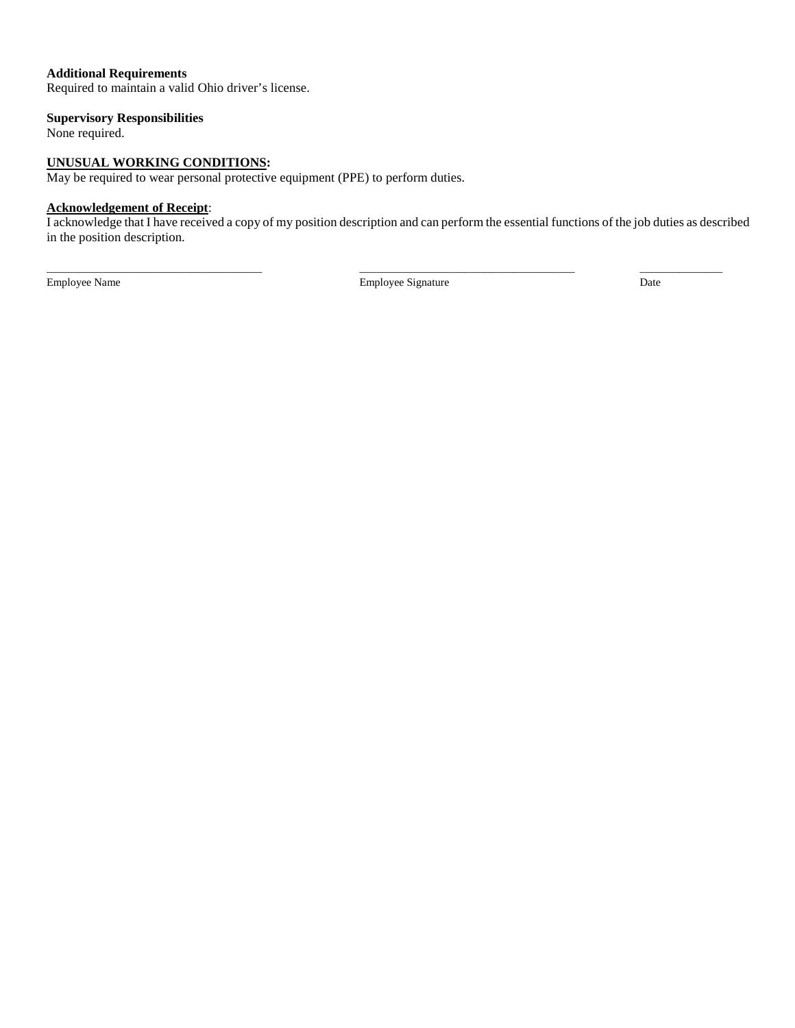**Additional Requirements**
Required to maintain a valid Ohio driver's license.

**Supervisory Responsibilities**
None required.

**<u>UNUSUAL WORKING CONDITIONS</u>:**
May be required to wear personal protective equipment (PPE) to perform duties.

**<u>Acknowledgement of Receipt</u>**:
I acknowledge that I have received a copy of my position description and can perform the essential functions of the job duties as described in the position description.

| | | |
|---|---|---|
| ______________________________ | ______________________________ | ______________ |
| Employee Name | Employee Signature | Date |